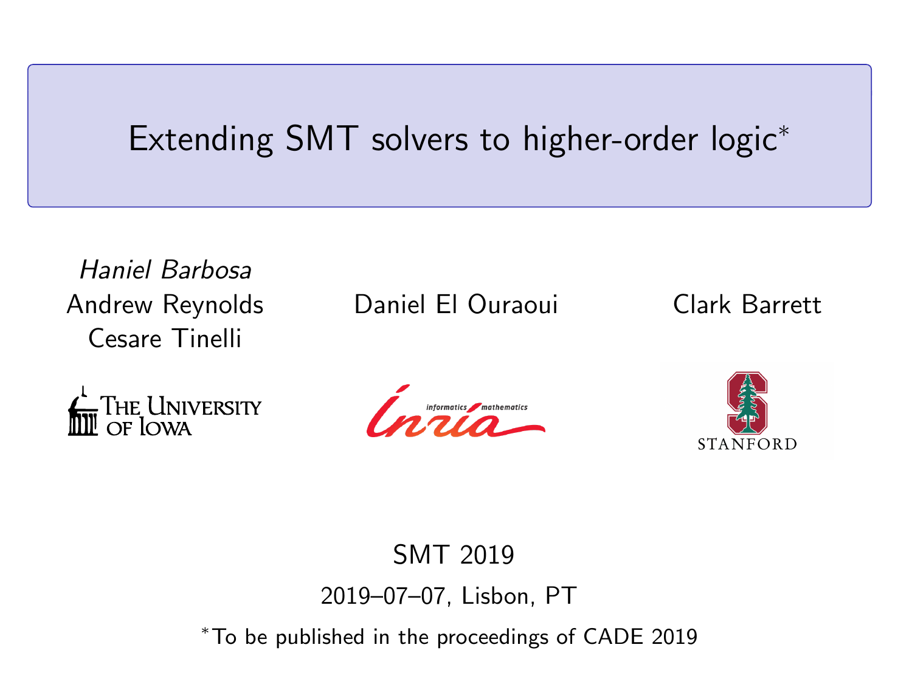# Extending SMT solvers to higher-order logic*

*Haniel Barbosa*
Andrew Reynolds
Cesare Tinelli

Daniel El Ouraoui

Clark Barrett

The University of Iowa

Inria

Stanford

SMT 2019

2019–07–07, Lisbon, PT

*To be published in the proceedings of CADE 2019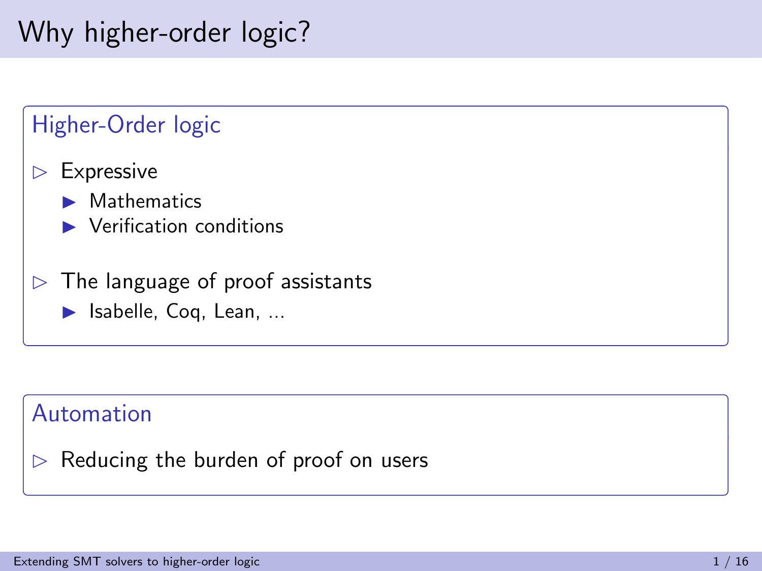# Why higher-order logic?

## Higher-Order logic

- Expressive
  - Mathematics
  - Verification conditions
- The language of proof assistants
  - Isabelle, Coq, Lean, ...

## Automation

- Reducing the burden of proof on users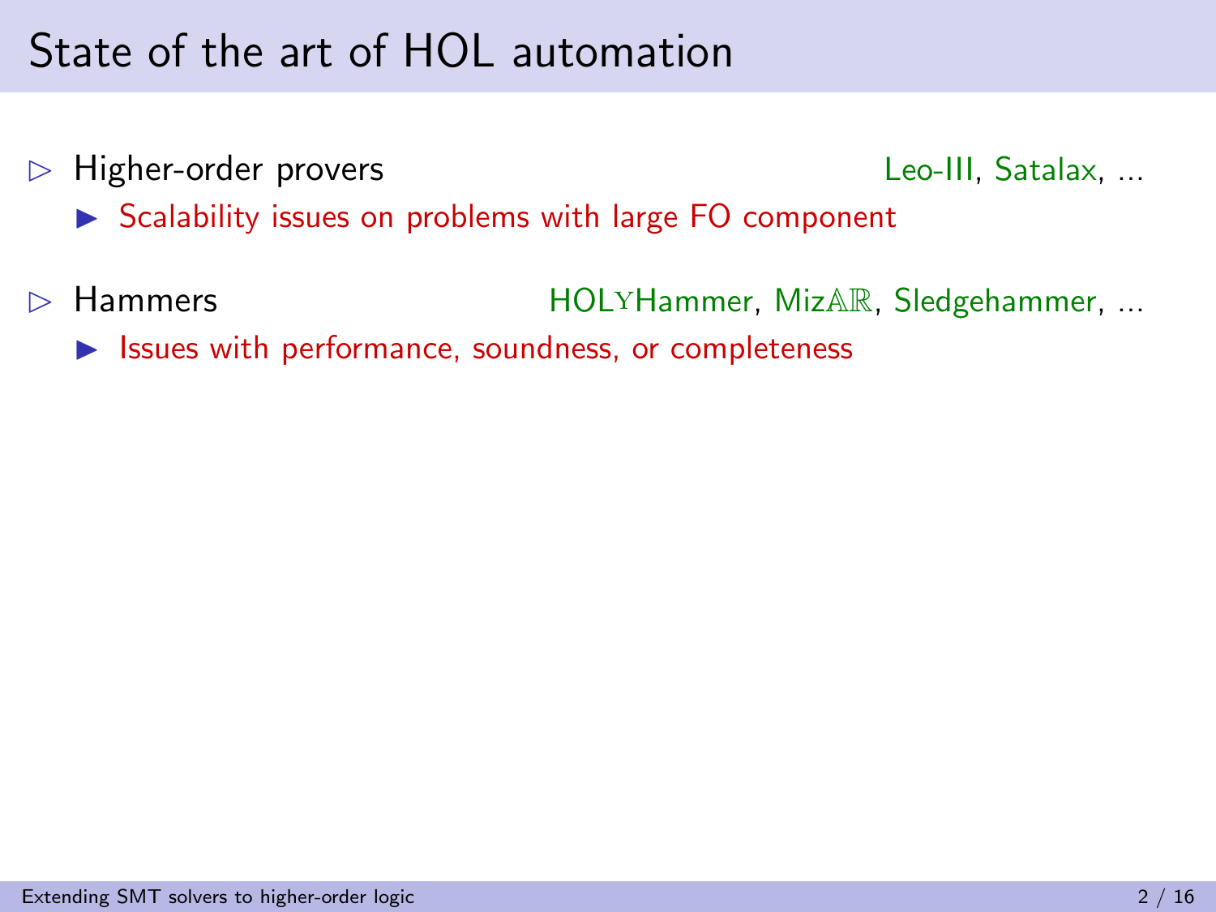# State of the art of HOL automation

- Higher-order provers — Leo-III, Satalax, ...
  - Scalability issues on problems with large FO component
- Hammers — HOLYHammer, Miz$\mathbb{AR}$, Sledgehammer, ...
  - Issues with performance, soundness, or completeness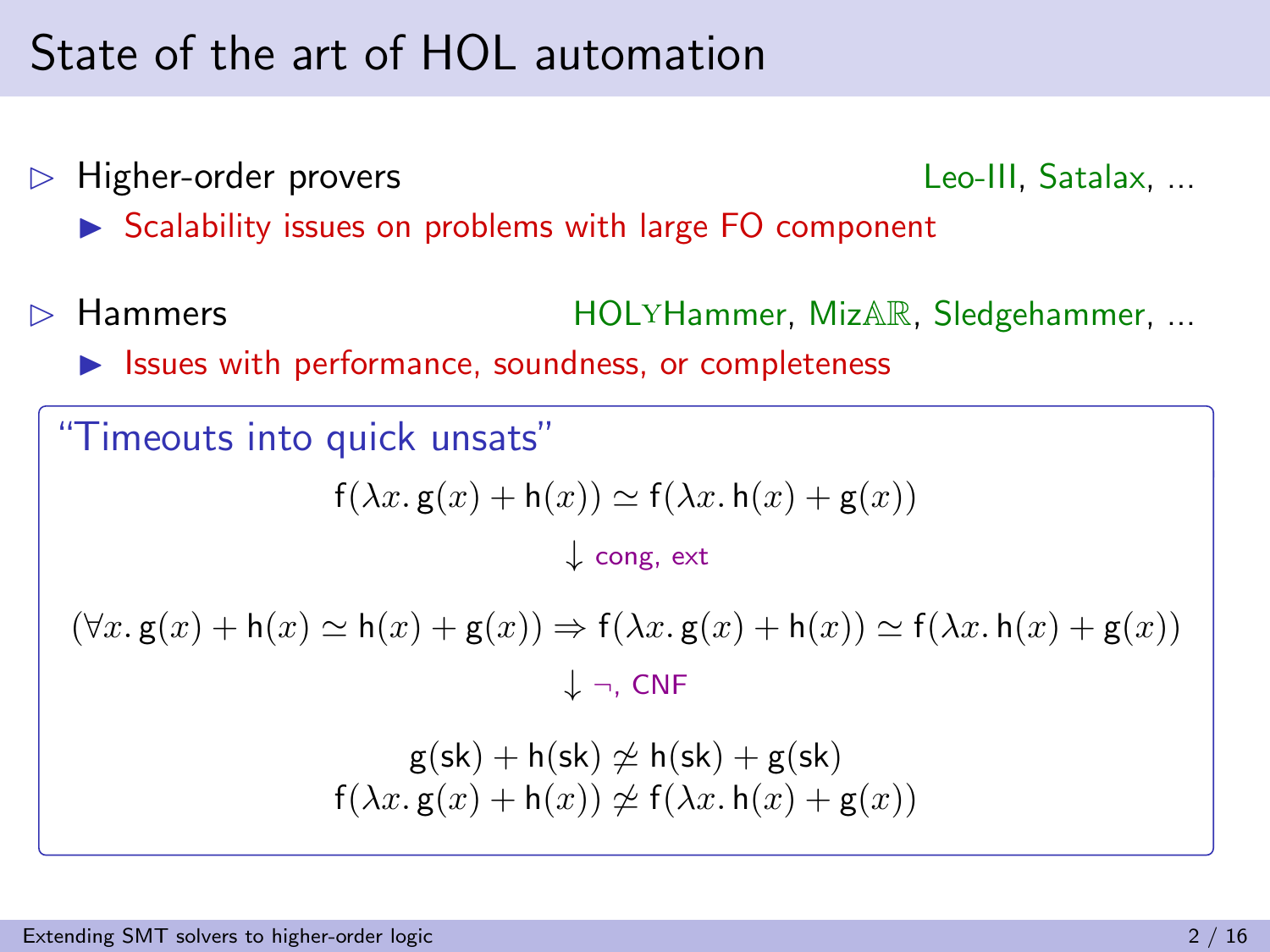# State of the art of HOL automation

- Higher-order provers — Leo-III, Satalax, ...
  - Scalability issues on problems with large FO component
- Hammers — HOLYHammer, MizAR, Sledgehammer, ...
  - Issues with performance, soundness, or completeness

"Timeouts into quick unsats"

$$\mathsf{f}(\lambda x.\, \mathsf{g}(x) + \mathsf{h}(x)) \simeq \mathsf{f}(\lambda x.\, \mathsf{h}(x) + \mathsf{g}(x))$$

$$\downarrow \text{ cong, ext}$$

$$(\forall x.\, \mathsf{g}(x) + \mathsf{h}(x) \simeq \mathsf{h}(x) + \mathsf{g}(x)) \Rightarrow \mathsf{f}(\lambda x.\, \mathsf{g}(x) + \mathsf{h}(x)) \simeq \mathsf{f}(\lambda x.\, \mathsf{h}(x) + \mathsf{g}(x))$$

$$\downarrow \neg,\ \text{CNF}$$

$$\mathsf{g}(\mathsf{sk}) + \mathsf{h}(\mathsf{sk}) \not\simeq \mathsf{h}(\mathsf{sk}) + \mathsf{g}(\mathsf{sk})$$
$$\mathsf{f}(\lambda x.\, \mathsf{g}(x) + \mathsf{h}(x)) \not\simeq \mathsf{f}(\lambda x.\, \mathsf{h}(x) + \mathsf{g}(x))$$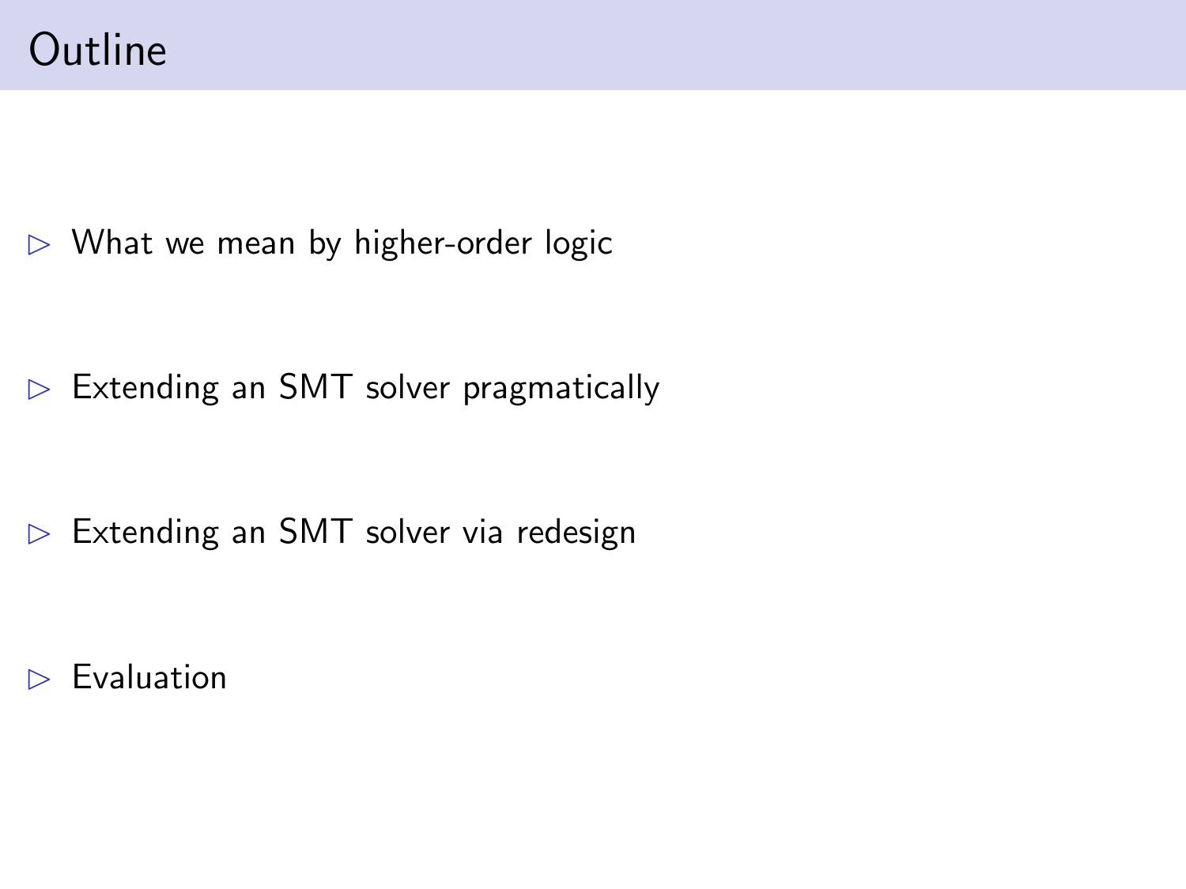# Outline

- What we mean by higher-order logic
- Extending an SMT solver pragmatically
- Extending an SMT solver via redesign
- Evaluation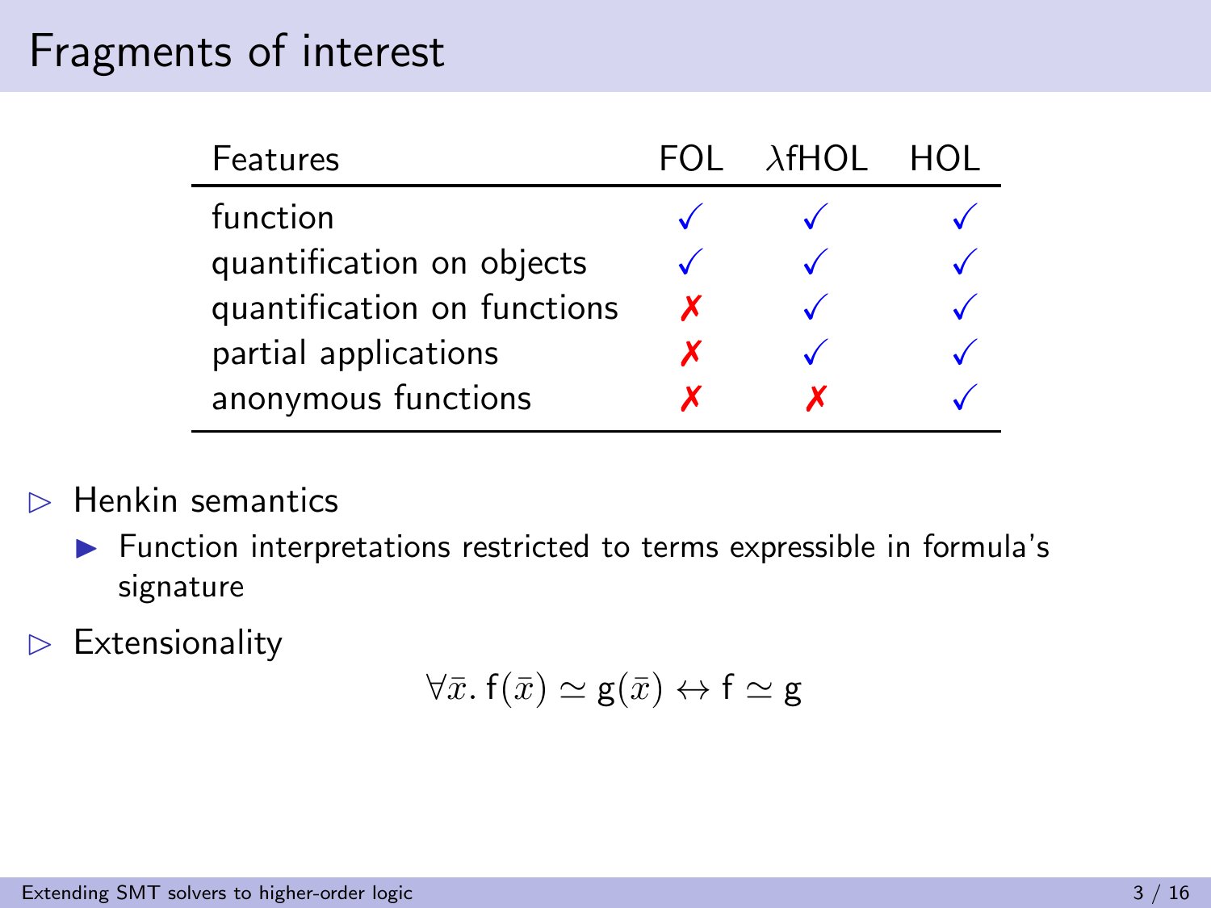# Fragments of interest

| Features | FOL | λfHOL | HOL |
|---|---|---|---|
| function | ✓ | ✓ | ✓ |
| quantification on objects | ✓ | ✓ | ✓ |
| quantification on functions | ✗ | ✓ | ✓ |
| partial applications | ✗ | ✓ | ✓ |
| anonymous functions | ✗ | ✗ | ✓ |

- Henkin semantics
  - Function interpretations restricted to terms expressible in formula's signature
- Extensionality

$$\forall \bar{x}.\, \mathsf{f}(\bar{x}) \simeq \mathsf{g}(\bar{x}) \leftrightarrow \mathsf{f} \simeq \mathsf{g}$$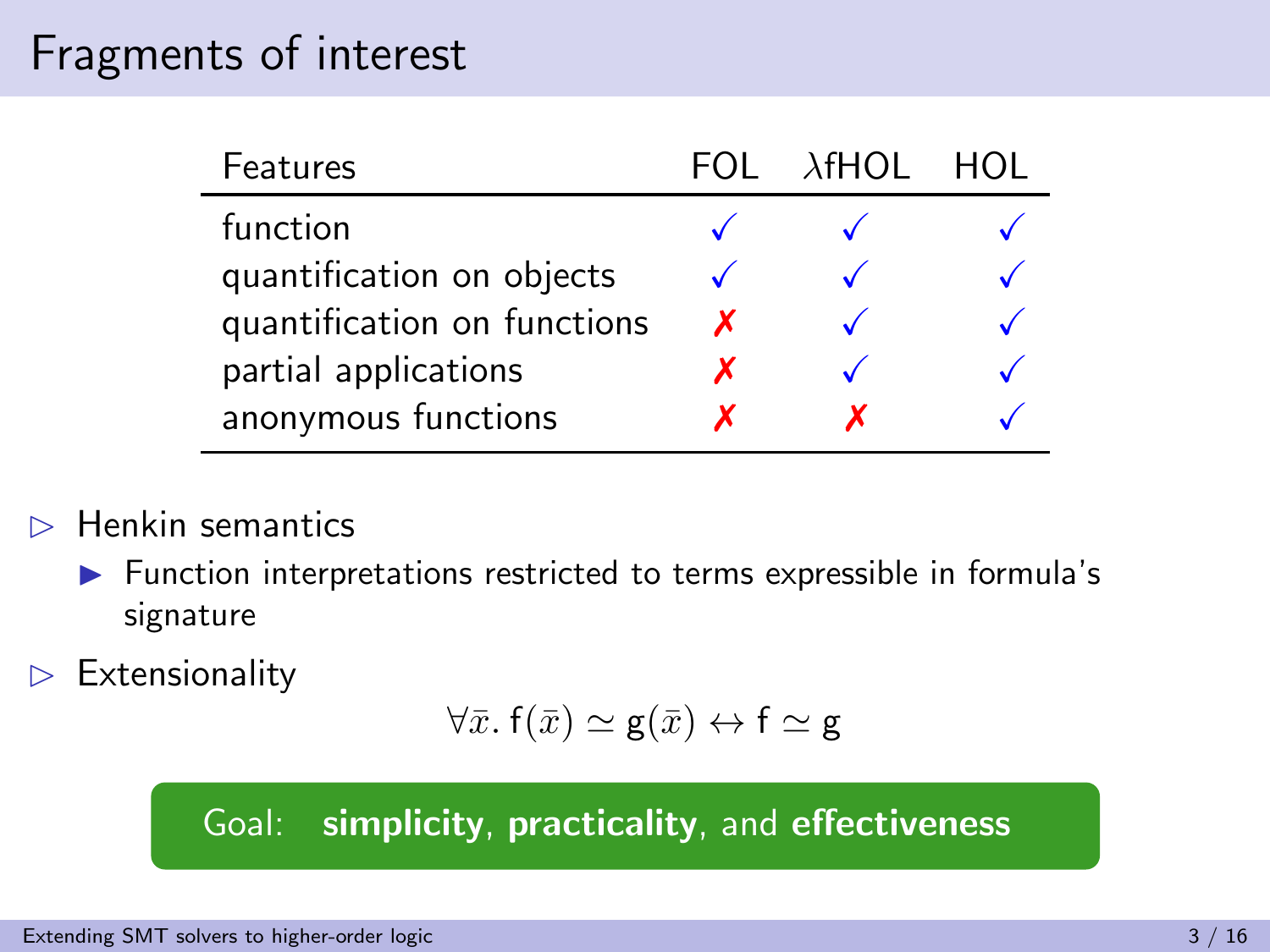# Fragments of interest

| Features | FOL | λfHOL | HOL |
| --- | --- | --- | --- |
| function | ✓ | ✓ | ✓ |
| quantification on objects | ✓ | ✓ | ✓ |
| quantification on functions | ✗ | ✓ | ✓ |
| partial applications | ✗ | ✓ | ✓ |
| anonymous functions | ✗ | ✗ | ✓ |

- Henkin semantics
  - Function interpretations restricted to terms expressible in formula's signature
- Extensionality

$$\forall \bar{x}.\, \mathsf{f}(\bar{x}) \simeq \mathsf{g}(\bar{x}) \leftrightarrow \mathsf{f} \simeq \mathsf{g}$$

Goal: **simplicity**, **practicality**, and **effectiveness**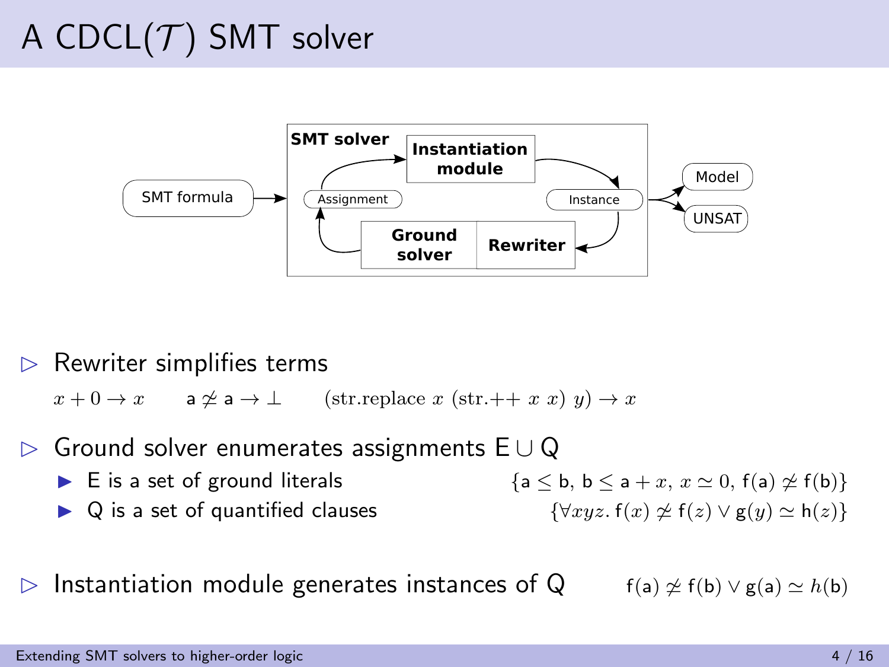# A CDCL($\mathcal{T}$) SMT solver

SMT formula → **SMT solver** (**Instantiation module**, Instance, **Rewriter**, **Ground solver**, Assignment) → Model / UNSAT

- Rewriter simplifies terms

  $x + 0 \rightarrow x$ $\quad$ $\mathsf{a} \not\simeq \mathsf{a} \rightarrow \bot$ $\quad$ $(\text{str.replace } x \ (\text{str.++ } x \ x) \ y) \rightarrow x$

- Ground solver enumerates assignments $\mathsf{E} \cup \mathsf{Q}$
  - E is a set of ground literals $\quad \{\mathsf{a} \leq \mathsf{b},\ \mathsf{b} \leq \mathsf{a} + x,\ x \simeq 0,\ \mathsf{f}(\mathsf{a}) \not\simeq \mathsf{f}(\mathsf{b})\}$
  - Q is a set of quantified clauses $\quad \{\forall xyz.\, \mathsf{f}(x) \not\simeq \mathsf{f}(z) \vee \mathsf{g}(y) \simeq \mathsf{h}(z)\}$

- Instantiation module generates instances of Q $\quad \mathsf{f}(\mathsf{a}) \not\simeq \mathsf{f}(\mathsf{b}) \vee \mathsf{g}(\mathsf{a}) \simeq h(\mathsf{b})$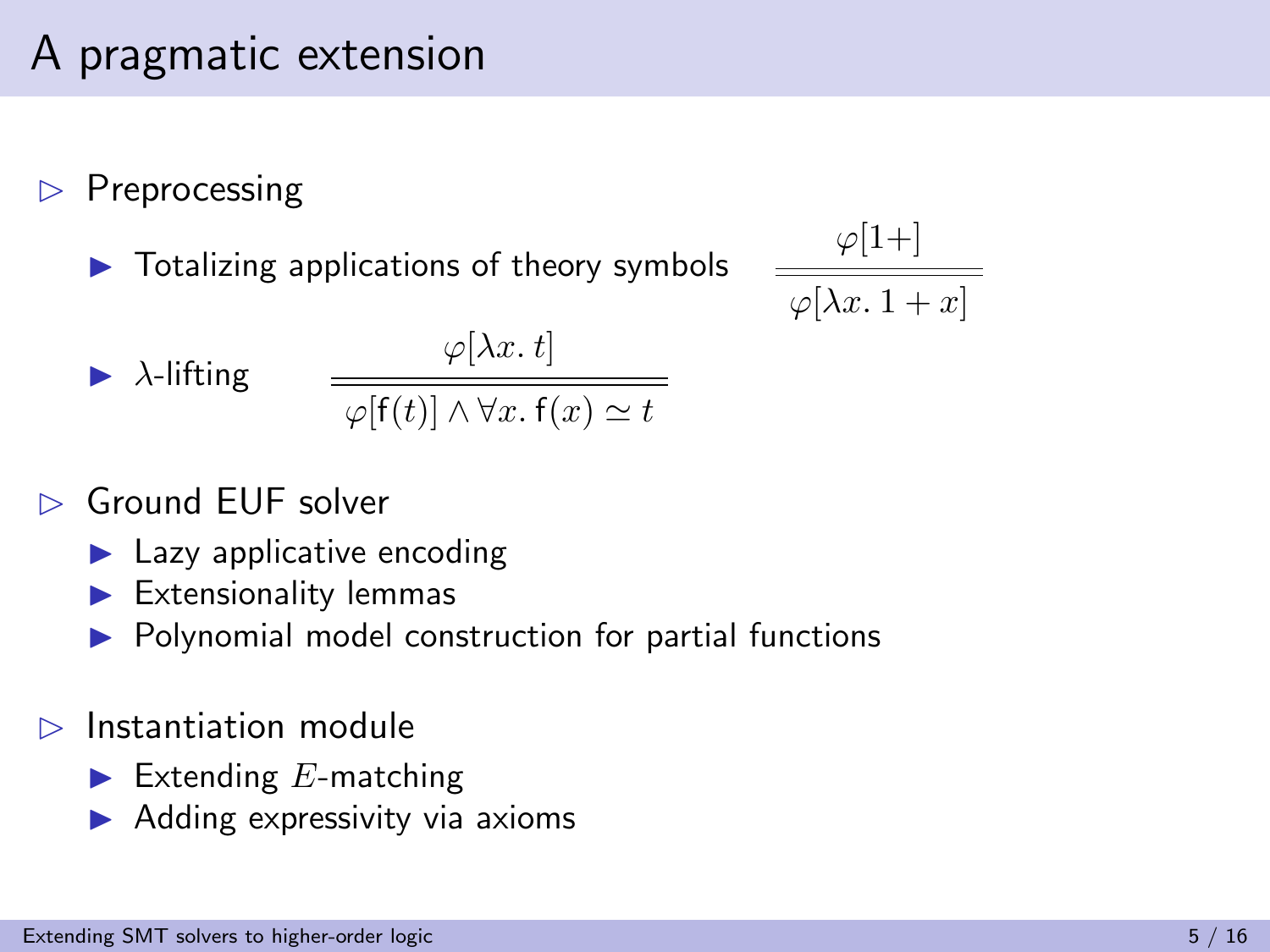# A pragmatic extension

- Preprocessing
  - Totalizing applications of theory symbols $$\frac{\varphi[1+]}{\varphi[\lambda x.\, 1 + x]}$$
  - $\lambda$-lifting $$\frac{\varphi[\lambda x.\, t]}{\varphi[\mathsf{f}(t)] \wedge \forall x.\, \mathsf{f}(x) \simeq t}$$
- Ground EUF solver
  - Lazy applicative encoding
  - Extensionality lemmas
  - Polynomial model construction for partial functions
- Instantiation module
  - Extending $E$-matching
  - Adding expressivity via axioms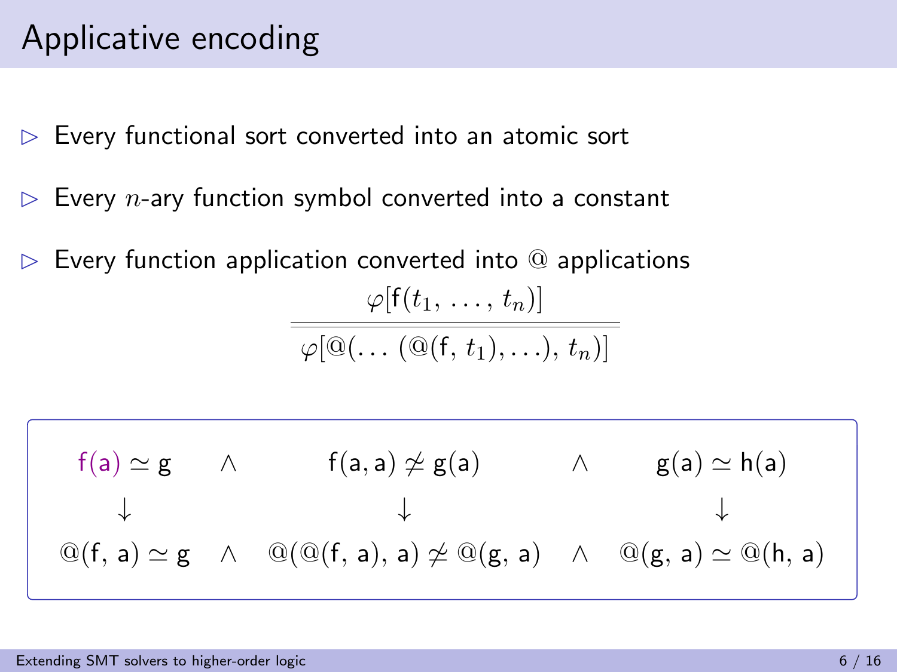# Applicative encoding

- Every functional sort converted into an atomic sort
- Every $n$-ary function symbol converted into a constant
- Every function application converted into @ applications

$$\frac{\varphi[\mathsf{f}(t_1, \ldots, t_n)]}{\varphi[@(\ldots(@(\mathsf{f}, t_1), \ldots), t_n)]}$$

$$\begin{array}{ccccc}
\mathsf{f}(\mathsf{a}) \simeq \mathsf{g} & \wedge & \mathsf{f}(\mathsf{a}, \mathsf{a}) \not\simeq \mathsf{g}(\mathsf{a}) & \wedge & \mathsf{g}(\mathsf{a}) \simeq \mathsf{h}(\mathsf{a}) \\
\downarrow & & \downarrow & & \downarrow \\
@(\mathsf{f}, \mathsf{a}) \simeq \mathsf{g} & \wedge & @(@(\mathsf{f}, \mathsf{a}), \mathsf{a}) \not\simeq @(\mathsf{g}, \mathsf{a}) & \wedge & @(\mathsf{g}, \mathsf{a}) \simeq @(\mathsf{h}, \mathsf{a})
\end{array}$$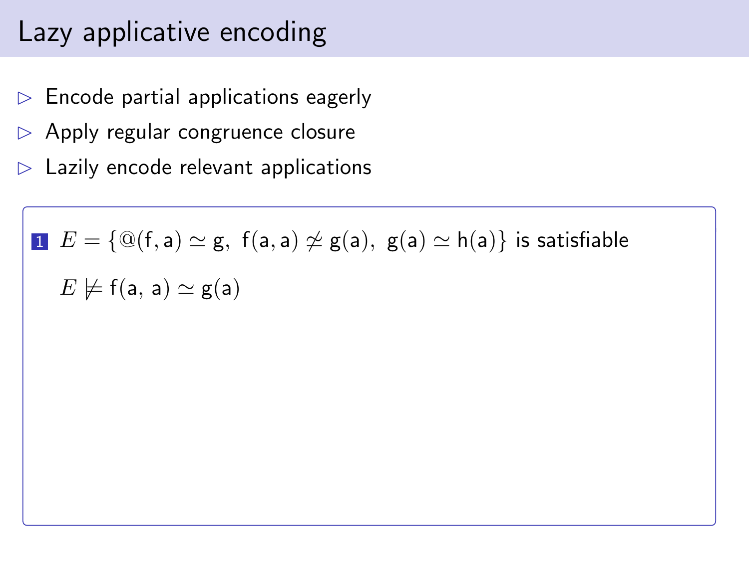# Lazy applicative encoding

- Encode partial applications eagerly
- Apply regular congruence closure
- Lazily encode relevant applications

1. $E = \{@(\mathsf{f}, \mathsf{a}) \simeq \mathsf{g},\ \mathsf{f}(\mathsf{a}, \mathsf{a}) \not\simeq \mathsf{g}(\mathsf{a}),\ \mathsf{g}(\mathsf{a}) \simeq \mathsf{h}(\mathsf{a})\}$ is satisfiable

   $E \not\models \mathsf{f}(\mathsf{a},\, \mathsf{a}) \simeq \mathsf{g}(\mathsf{a})$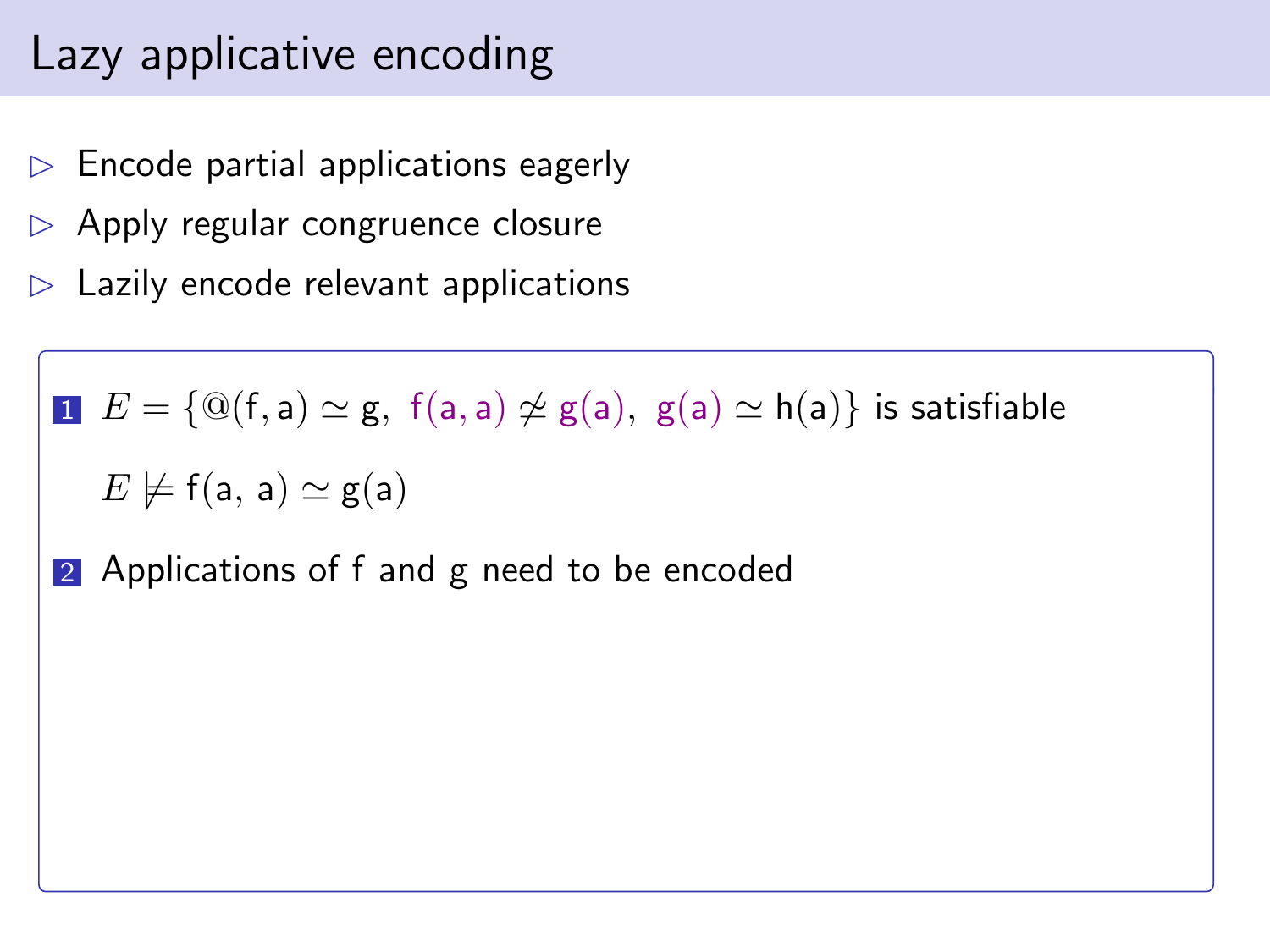# Lazy applicative encoding

- Encode partial applications eagerly
- Apply regular congruence closure
- Lazily encode relevant applications

1. $E = \{@(\mathsf{f}, \mathsf{a}) \simeq \mathsf{g},\ \mathsf{f}(\mathsf{a}, \mathsf{a}) \not\simeq \mathsf{g}(\mathsf{a}),\ \mathsf{g}(\mathsf{a}) \simeq \mathsf{h}(\mathsf{a})\}$ is satisfiable

   $E \not\models \mathsf{f}(\mathsf{a}, \mathsf{a}) \simeq \mathsf{g}(\mathsf{a})$

2. Applications of f and g need to be encoded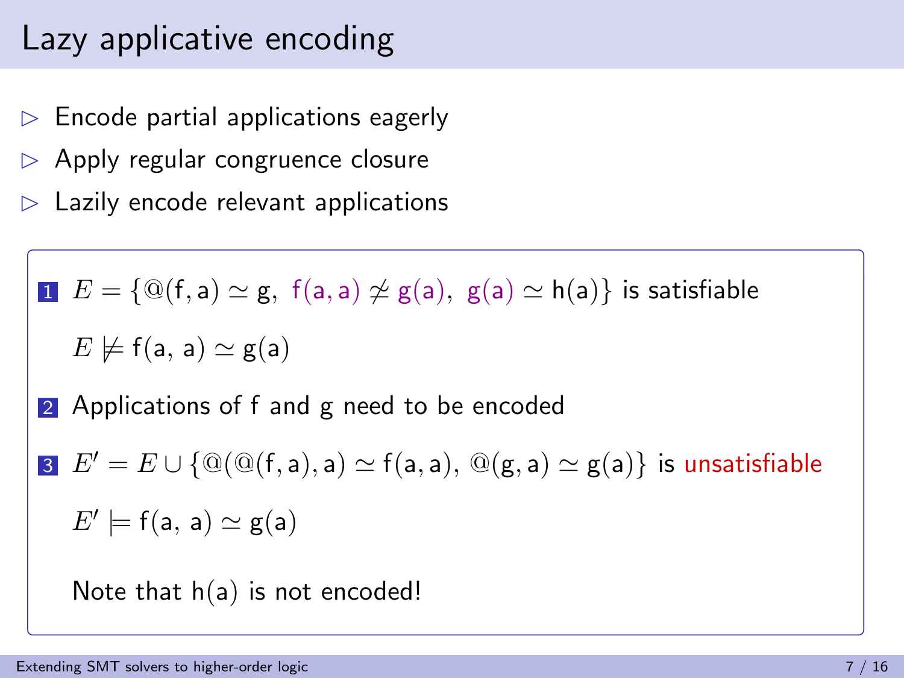# Lazy applicative encoding

- Encode partial applications eagerly
- Apply regular congruence closure
- Lazily encode relevant applications

1. $E = \{@(\mathsf{f}, \mathsf{a}) \simeq \mathsf{g},\ \mathsf{f}(\mathsf{a}, \mathsf{a}) \not\simeq \mathsf{g}(\mathsf{a}),\ \mathsf{g}(\mathsf{a}) \simeq \mathsf{h}(\mathsf{a})\}$ is satisfiable

   $E \not\models \mathsf{f}(\mathsf{a},\ \mathsf{a}) \simeq \mathsf{g}(\mathsf{a})$

2. Applications of f and g need to be encoded

3. $E' = E \cup \{@(@(\mathsf{f}, \mathsf{a}), \mathsf{a}) \simeq \mathsf{f}(\mathsf{a}, \mathsf{a}),\ @(\mathsf{g}, \mathsf{a}) \simeq \mathsf{g}(\mathsf{a})\}$ is unsatisfiable

   $E' \models \mathsf{f}(\mathsf{a},\ \mathsf{a}) \simeq \mathsf{g}(\mathsf{a})$

   Note that $\mathsf{h}(\mathsf{a})$ is not encoded!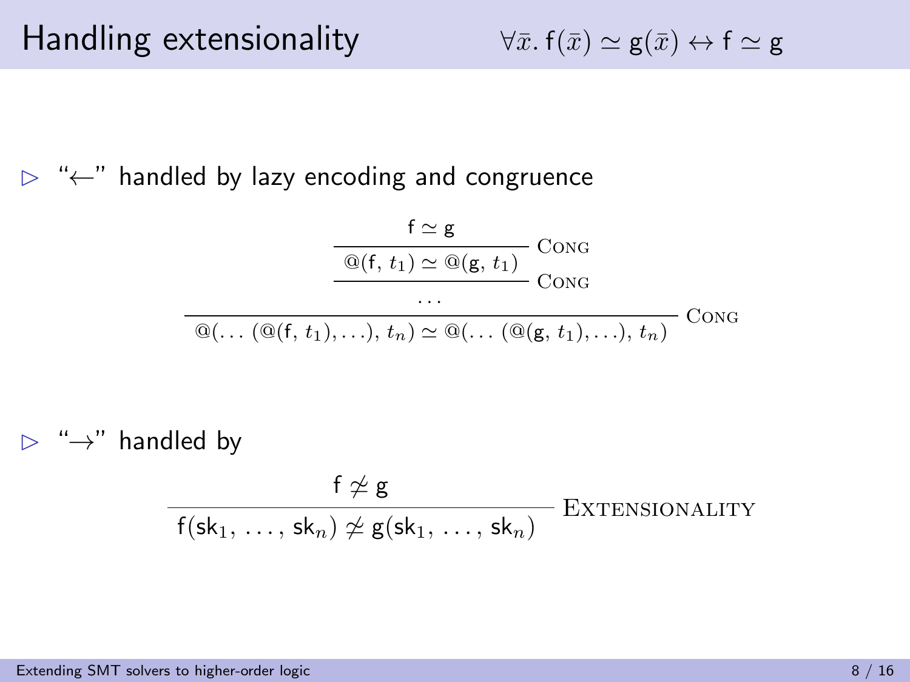# Handling extensionality

$$\forall \bar{x}.\, \mathsf{f}(\bar{x}) \simeq \mathsf{g}(\bar{x}) \leftrightarrow \mathsf{f} \simeq \mathsf{g}$$

- "$\leftarrow$" handled by lazy encoding and congruence

$$\dfrac{\dfrac{\dfrac{\mathsf{f} \simeq \mathsf{g}}{@(\mathsf{f},\, t_1) \simeq @(\mathsf{g},\, t_1)}\ \textsc{Cong}}{\dots}\ \textsc{Cong}}{@(\dots\,(@(\mathsf{f},\, t_1), \dots),\, t_n) \simeq @(\dots\,(@(\mathsf{g},\, t_1), \dots),\, t_n)}\ \textsc{Cong}$$

- "$\rightarrow$" handled by

$$\dfrac{\mathsf{f} \not\simeq \mathsf{g}}{\mathsf{f}(\mathsf{sk}_1,\, \dots,\, \mathsf{sk}_n) \not\simeq \mathsf{g}(\mathsf{sk}_1,\, \dots,\, \mathsf{sk}_n)}\ \textsc{Extensionality}$$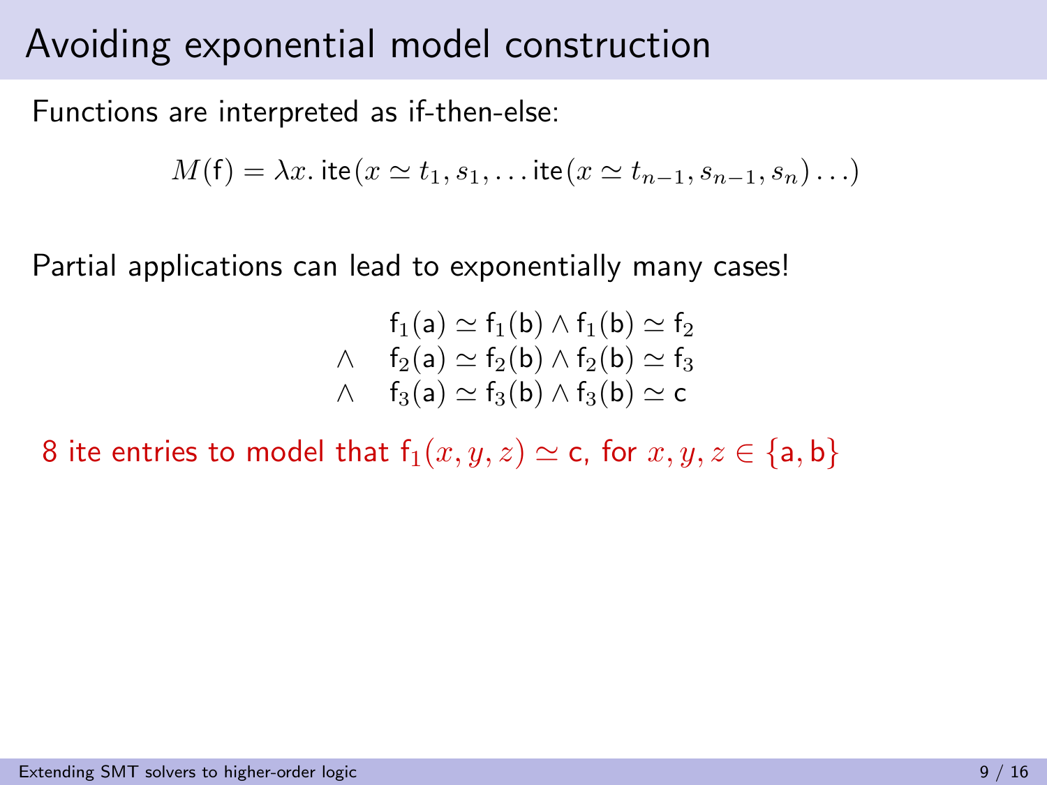# Avoiding exponential model construction

Functions are interpreted as if-then-else:

$$M(\mathsf{f}) = \lambda x.\, \mathsf{ite}(x \simeq t_1, s_1, \ldots \mathsf{ite}(x \simeq t_{n-1}, s_{n-1}, s_n) \ldots)$$

Partial applications can lead to exponentially many cases!

$$\begin{array}{ll} & \mathsf{f}_1(\mathsf{a}) \simeq \mathsf{f}_1(\mathsf{b}) \wedge \mathsf{f}_1(\mathsf{b}) \simeq \mathsf{f}_2 \\ \wedge & \mathsf{f}_2(\mathsf{a}) \simeq \mathsf{f}_2(\mathsf{b}) \wedge \mathsf{f}_2(\mathsf{b}) \simeq \mathsf{f}_3 \\ \wedge & \mathsf{f}_3(\mathsf{a}) \simeq \mathsf{f}_3(\mathsf{b}) \wedge \mathsf{f}_3(\mathsf{b}) \simeq \mathsf{c} \end{array}$$

8 ite entries to model that $\mathsf{f}_1(x, y, z) \simeq \mathsf{c}$, for $x, y, z \in \{\mathsf{a}, \mathsf{b}\}$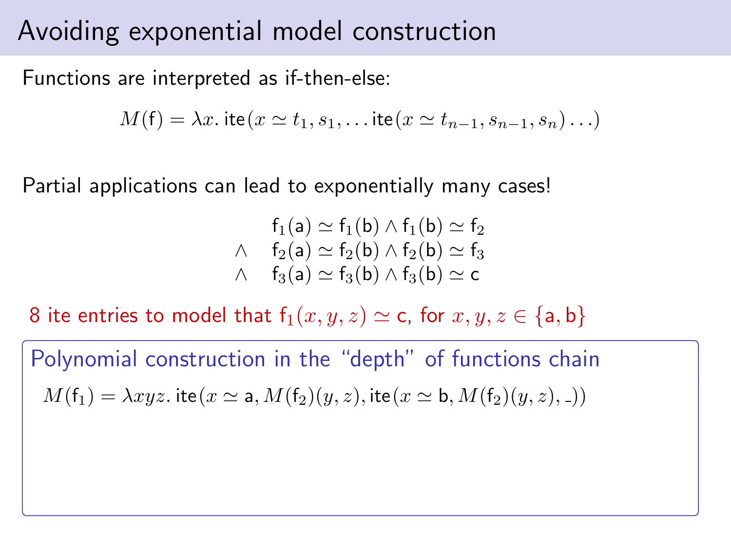# Avoiding exponential model construction

Functions are interpreted as if-then-else:

$$M(\mathsf{f}) = \lambda x.\, \mathsf{ite}(x \simeq t_1, s_1, \ldots \mathsf{ite}(x \simeq t_{n-1}, s_{n-1}, s_n) \ldots)$$

Partial applications can lead to exponentially many cases!

$$\begin{array}{rl} & \mathsf{f}_1(\mathsf{a}) \simeq \mathsf{f}_1(\mathsf{b}) \wedge \mathsf{f}_1(\mathsf{b}) \simeq \mathsf{f}_2 \\ \wedge & \mathsf{f}_2(\mathsf{a}) \simeq \mathsf{f}_2(\mathsf{b}) \wedge \mathsf{f}_2(\mathsf{b}) \simeq \mathsf{f}_3 \\ \wedge & \mathsf{f}_3(\mathsf{a}) \simeq \mathsf{f}_3(\mathsf{b}) \wedge \mathsf{f}_3(\mathsf{b}) \simeq \mathsf{c} \end{array}$$

8 ite entries to model that $\mathsf{f}_1(x, y, z) \simeq \mathsf{c}$, for $x, y, z \in \{\mathsf{a}, \mathsf{b}\}$

**Polynomial construction in the “depth” of functions chain**

$$M(\mathsf{f}_1) = \lambda xyz.\, \mathsf{ite}(x \simeq \mathsf{a}, M(\mathsf{f}_2)(y, z), \mathsf{ite}(x \simeq \mathsf{b}, M(\mathsf{f}_2)(y, z), \_))$$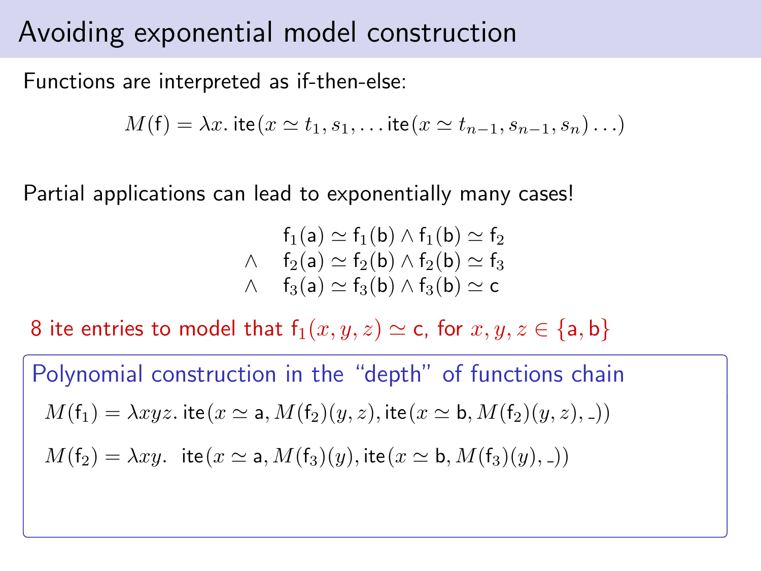# Avoiding exponential model construction

Functions are interpreted as if-then-else:

$$M(\mathsf{f}) = \lambda x.\, \mathsf{ite}(x \simeq t_1, s_1, \ldots \mathsf{ite}(x \simeq t_{n-1}, s_{n-1}, s_n) \ldots)$$

Partial applications can lead to exponentially many cases!

$$
\begin{array}{ll}
 & \mathsf{f}_1(\mathsf{a}) \simeq \mathsf{f}_1(\mathsf{b}) \wedge \mathsf{f}_1(\mathsf{b}) \simeq \mathsf{f}_2 \\
\wedge & \mathsf{f}_2(\mathsf{a}) \simeq \mathsf{f}_2(\mathsf{b}) \wedge \mathsf{f}_2(\mathsf{b}) \simeq \mathsf{f}_3 \\
\wedge & \mathsf{f}_3(\mathsf{a}) \simeq \mathsf{f}_3(\mathsf{b}) \wedge \mathsf{f}_3(\mathsf{b}) \simeq \mathsf{c}
\end{array}
$$

8 ite entries to model that $\mathsf{f}_1(x, y, z) \simeq \mathsf{c}$, for $x, y, z \in \{\mathsf{a}, \mathsf{b}\}$

**Polynomial construction in the "depth" of functions chain**

$$M(\mathsf{f}_1) = \lambda xyz.\, \mathsf{ite}(x \simeq \mathsf{a}, M(\mathsf{f}_2)(y, z), \mathsf{ite}(x \simeq \mathsf{b}, M(\mathsf{f}_2)(y, z), \_))$$

$$M(\mathsf{f}_2) = \lambda xy.\ \ \mathsf{ite}(x \simeq \mathsf{a}, M(\mathsf{f}_3)(y), \mathsf{ite}(x \simeq \mathsf{b}, M(\mathsf{f}_3)(y), \_))$$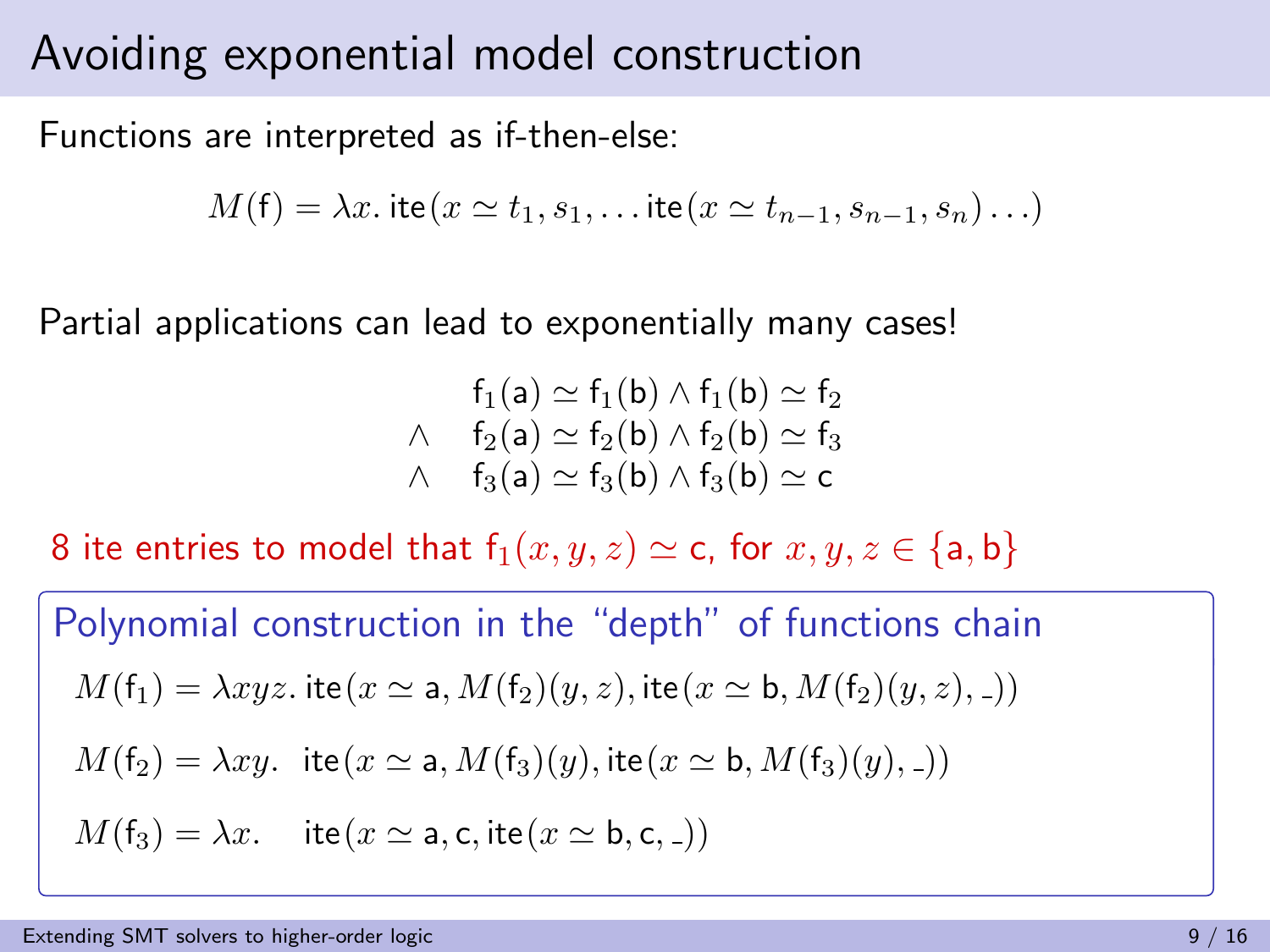# Avoiding exponential model construction

Functions are interpreted as if-then-else:

$$M(\mathsf{f}) = \lambda x.\, \mathsf{ite}(x \simeq t_1, s_1, \ldots \mathsf{ite}(x \simeq t_{n-1}, s_{n-1}, s_n) \ldots)$$

Partial applications can lead to exponentially many cases!

$$
\begin{array}{ll}
 & \mathsf{f}_1(\mathsf{a}) \simeq \mathsf{f}_1(\mathsf{b}) \land \mathsf{f}_1(\mathsf{b}) \simeq \mathsf{f}_2 \\
\land & \mathsf{f}_2(\mathsf{a}) \simeq \mathsf{f}_2(\mathsf{b}) \land \mathsf{f}_2(\mathsf{b}) \simeq \mathsf{f}_3 \\
\land & \mathsf{f}_3(\mathsf{a}) \simeq \mathsf{f}_3(\mathsf{b}) \land \mathsf{f}_3(\mathsf{b}) \simeq \mathsf{c}
\end{array}
$$

8 ite entries to model that $\mathsf{f}_1(x, y, z) \simeq \mathsf{c}$, for $x, y, z \in \{\mathsf{a}, \mathsf{b}\}$

**Polynomial construction in the "depth" of functions chain**

$$M(\mathsf{f}_1) = \lambda xyz.\, \mathsf{ite}(x \simeq \mathsf{a}, M(\mathsf{f}_2)(y, z), \mathsf{ite}(x \simeq \mathsf{b}, M(\mathsf{f}_2)(y, z), \_))$$

$$M(\mathsf{f}_2) = \lambda xy.\ \ \mathsf{ite}(x \simeq \mathsf{a}, M(\mathsf{f}_3)(y), \mathsf{ite}(x \simeq \mathsf{b}, M(\mathsf{f}_3)(y), \_))$$

$$M(\mathsf{f}_3) = \lambda x.\quad \mathsf{ite}(x \simeq \mathsf{a}, \mathsf{c}, \mathsf{ite}(x \simeq \mathsf{b}, \mathsf{c}, \_))$$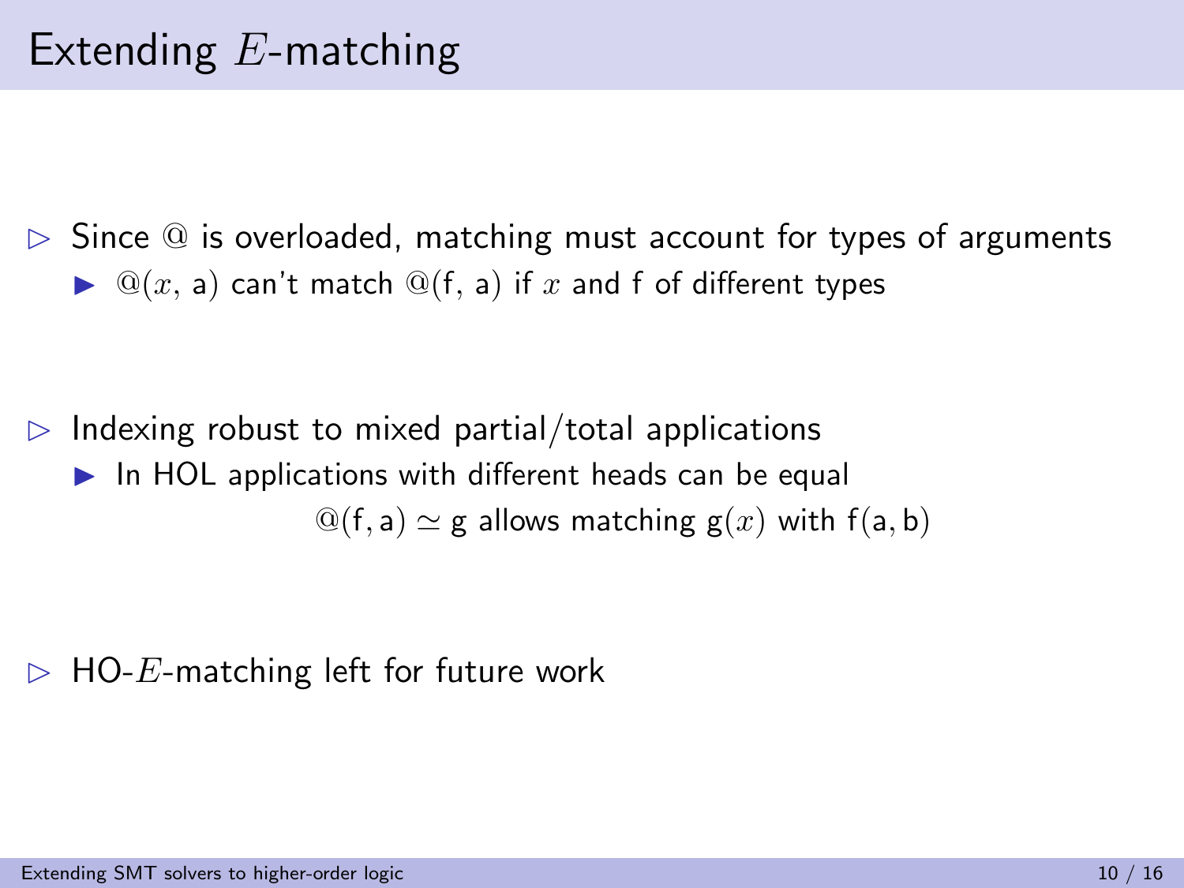# Extending $E$-matching

- Since @ is overloaded, matching must account for types of arguments
  - $@(x, \mathsf{a})$ can't match $@(\mathsf{f}, \mathsf{a})$ if $x$ and f of different types

- Indexing robust to mixed partial/total applications
  - In HOL applications with different heads can be equal

$$@(\mathsf{f}, \mathsf{a}) \simeq \mathsf{g} \text{ allows matching } \mathsf{g}(x) \text{ with } \mathsf{f}(\mathsf{a}, \mathsf{b})$$

- HO-$E$-matching left for future work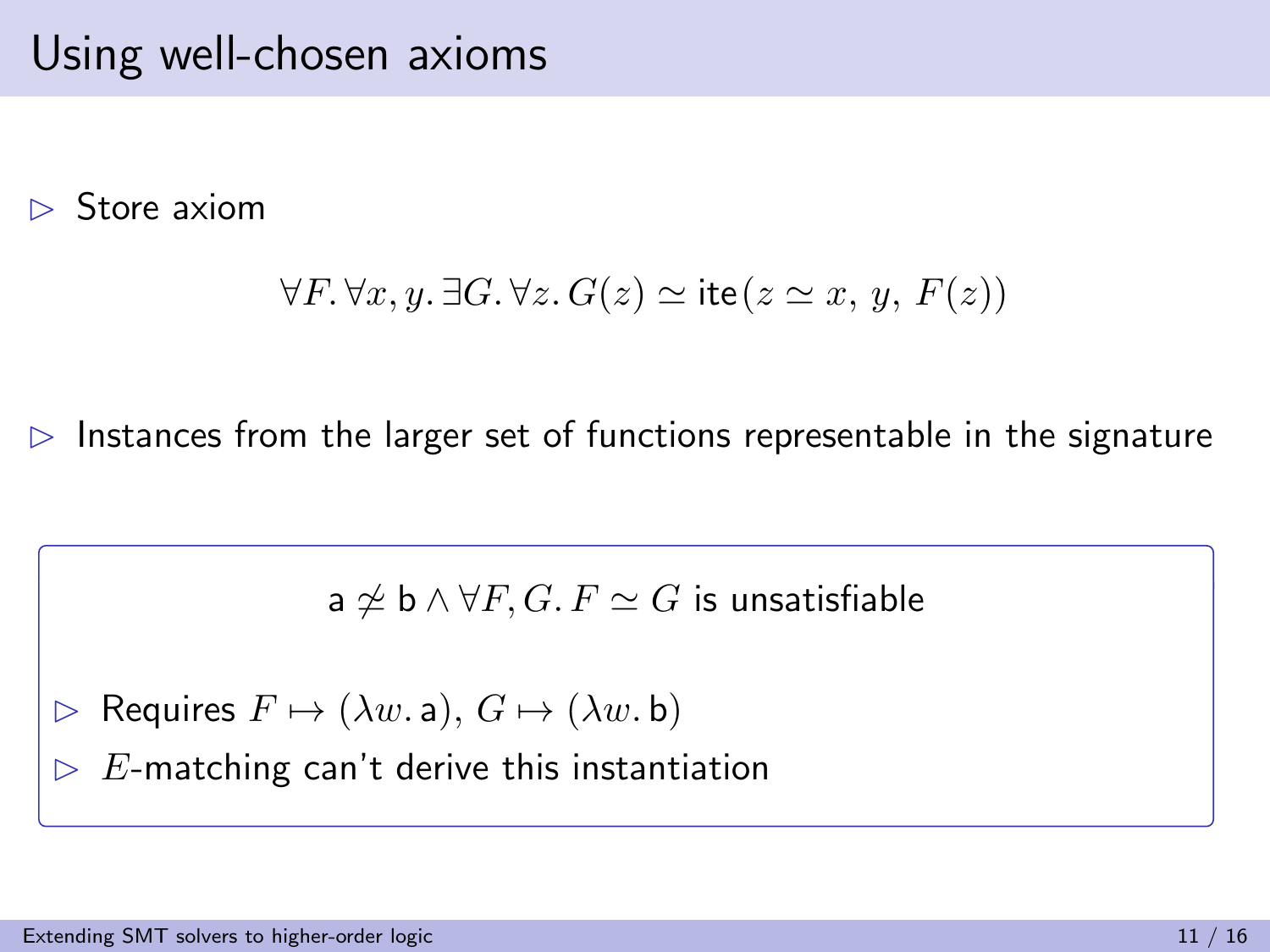# Using well-chosen axioms

- Store axiom

$$\forall F.\, \forall x, y.\, \exists G.\, \forall z.\, G(z) \simeq \mathsf{ite}(z \simeq x,\, y,\, F(z))$$

- Instances from the larger set of functions representable in the signature

$$\mathsf{a} \not\simeq \mathsf{b} \wedge \forall F, G.\, F \simeq G \text{ is unsatisfiable}$$

- Requires $F \mapsto (\lambda w.\, \mathsf{a})$, $G \mapsto (\lambda w.\, \mathsf{b})$
- $E$-matching can't derive this instantiation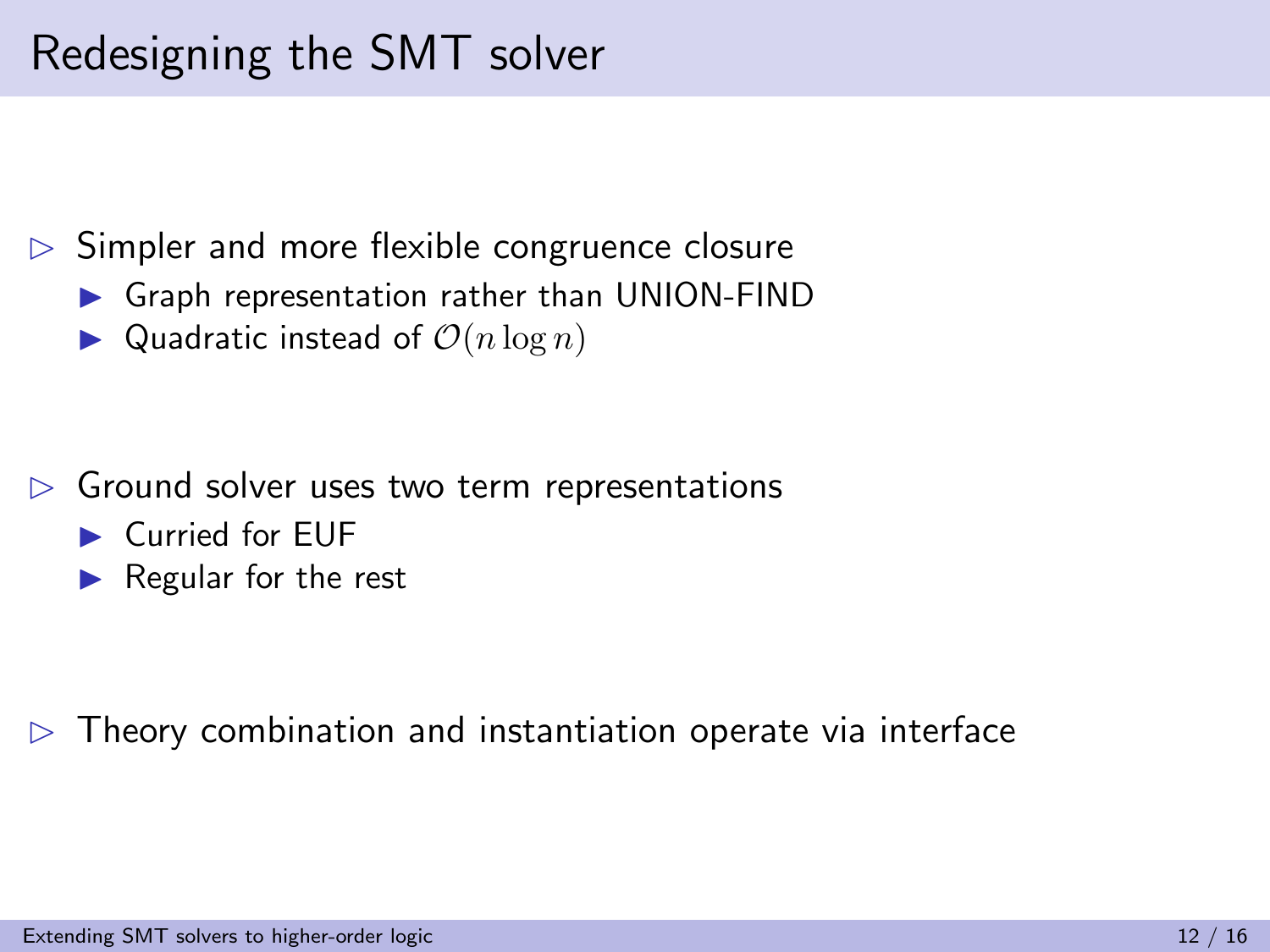# Redesigning the SMT solver

- Simpler and more flexible congruence closure
  - Graph representation rather than UNION-FIND
  - Quadratic instead of $\mathcal{O}(n \log n)$

- Ground solver uses two term representations
  - Curried for EUF
  - Regular for the rest

- Theory combination and instantiation operate via interface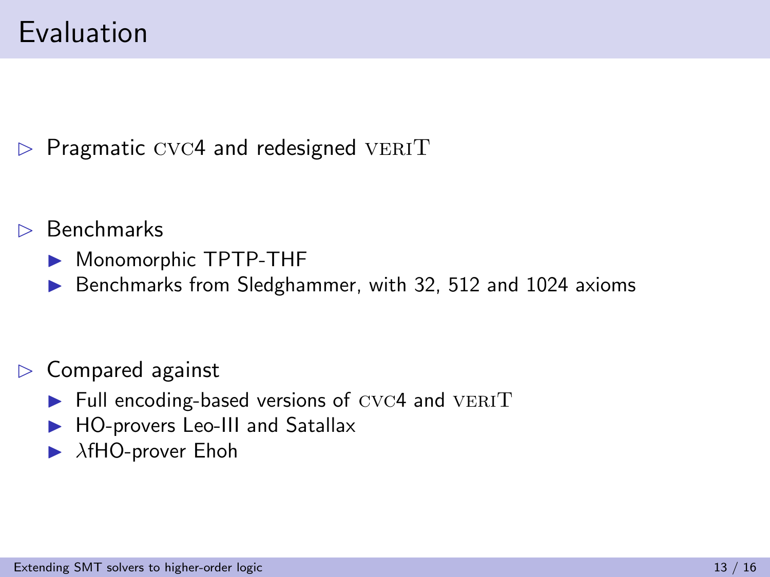# Evaluation

- Pragmatic CVC4 and redesigned veriT

- Benchmarks
  - Monomorphic TPTP-THF
  - Benchmarks from Sledghammer, with 32, 512 and 1024 axioms

- Compared against
  - Full encoding-based versions of CVC4 and veriT
  - HO-provers Leo-III and Satallax
  - $\lambda$fHO-prover Ehoh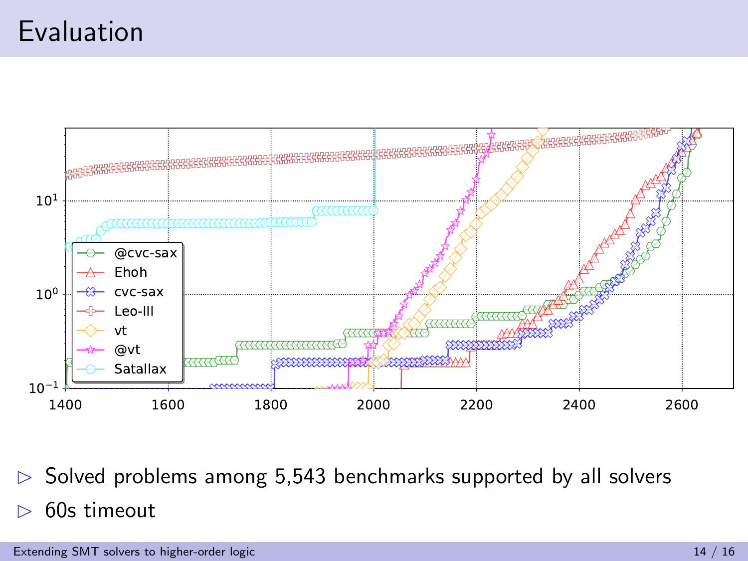# Evaluation

- Solved problems among 5,543 benchmarks supported by all solvers
- 60s timeout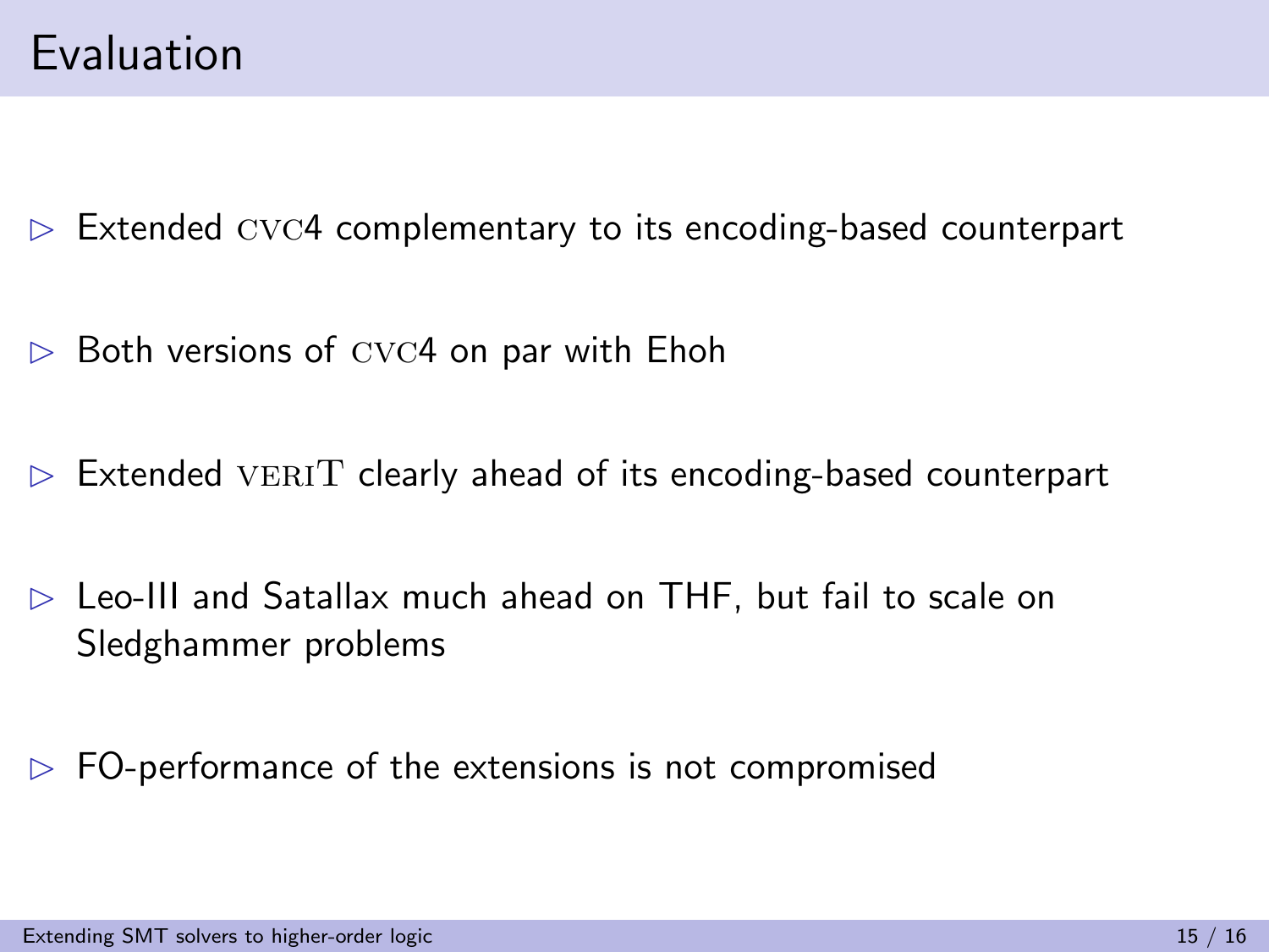# Evaluation

- Extended CVC4 complementary to its encoding-based counterpart
- Both versions of CVC4 on par with Ehoh
- Extended VERIT clearly ahead of its encoding-based counterpart
- Leo-III and Satallax much ahead on THF, but fail to scale on Sledghammer problems
- FO-performance of the extensions is not compromised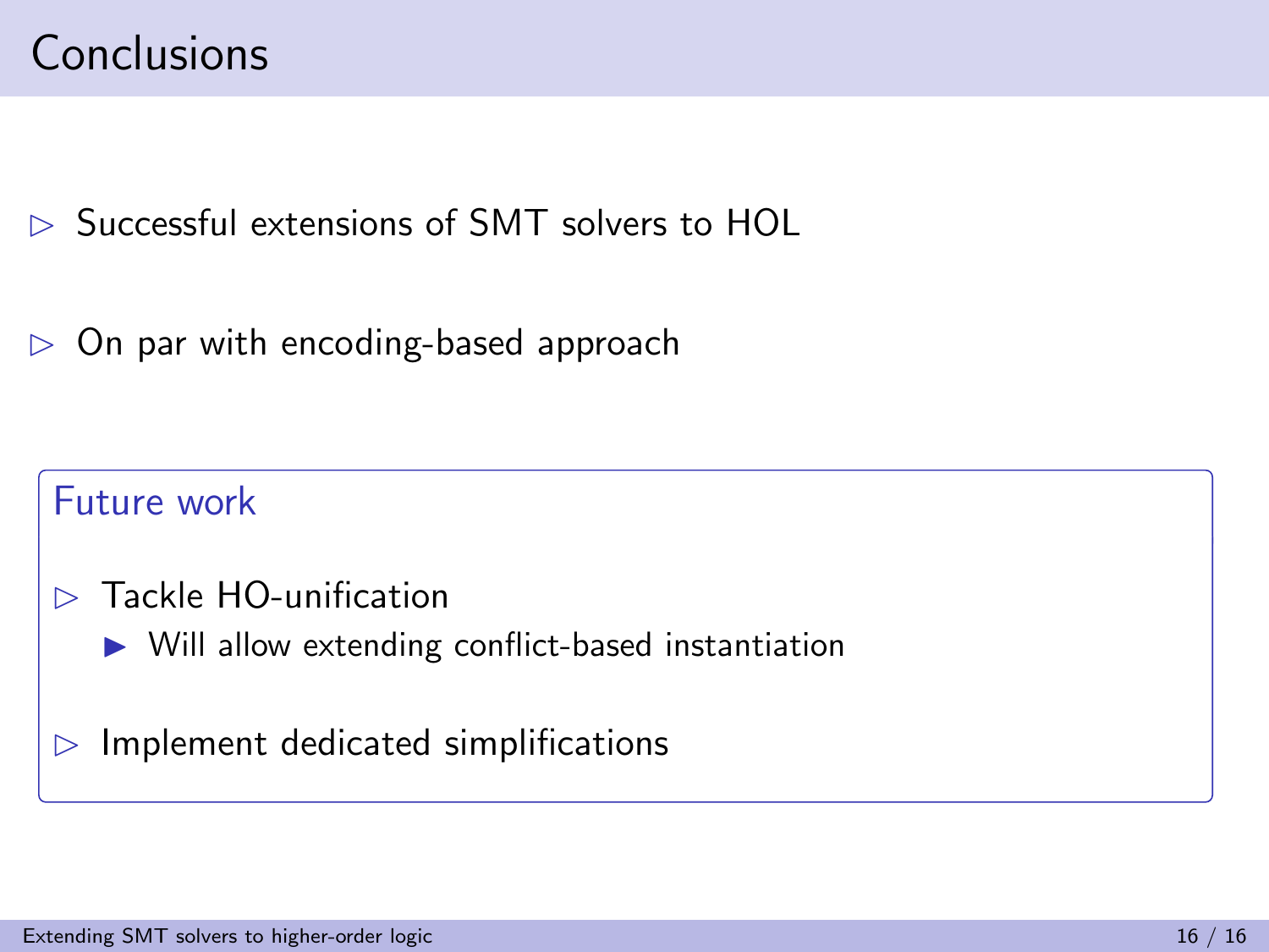# Conclusions

- Successful extensions of SMT solvers to HOL
- On par with encoding-based approach

## Future work

- Tackle HO-unification
  - Will allow extending conflict-based instantiation
- Implement dedicated simplifications